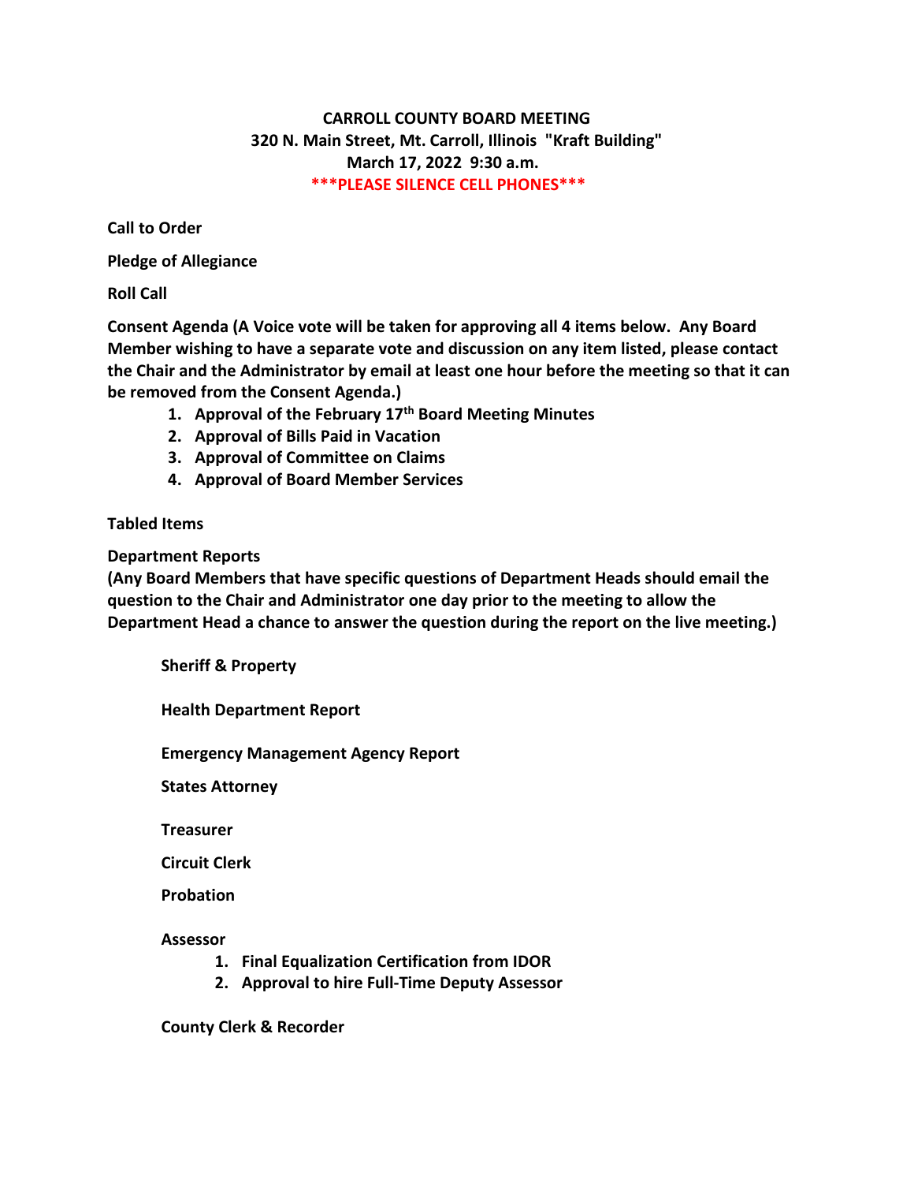# CARROLL COUNTY BOARD MEETING
## 320 N. Main Street, Mt. Carroll, Illinois "Kraft Building"
## March 17, 2022 9:30 a.m.
**\*\*\*PLEASE SILENCE CELL PHONES\*\*\***

**Call to Order**

**Pledge of Allegiance**

**Roll Call**

**Consent Agenda (A Voice vote will be taken for approving all 4 items below. Any Board Member wishing to have a separate vote and discussion on any item listed, please contact the Chair and the Administrator by email at least one hour before the meeting so that it can be removed from the Consent Agenda.)**

1. **Approval of the February 17th Board Meeting Minutes**
2. **Approval of Bills Paid in Vacation**
3. **Approval of Committee on Claims**
4. **Approval of Board Member Services**

**Tabled Items**

**Department Reports**
**(Any Board Members that have specific questions of Department Heads should email the question to the Chair and Administrator one day prior to the meeting to allow the Department Head a chance to answer the question during the report on the live meeting.)**

**Sheriff & Property**

**Health Department Report**

**Emergency Management Agency Report**

**States Attorney**

**Treasurer**

**Circuit Clerk**

**Probation**

**Assessor**

1. **Final Equalization Certification from IDOR**
2. **Approval to hire Full-Time Deputy Assessor**

**County Clerk & Recorder**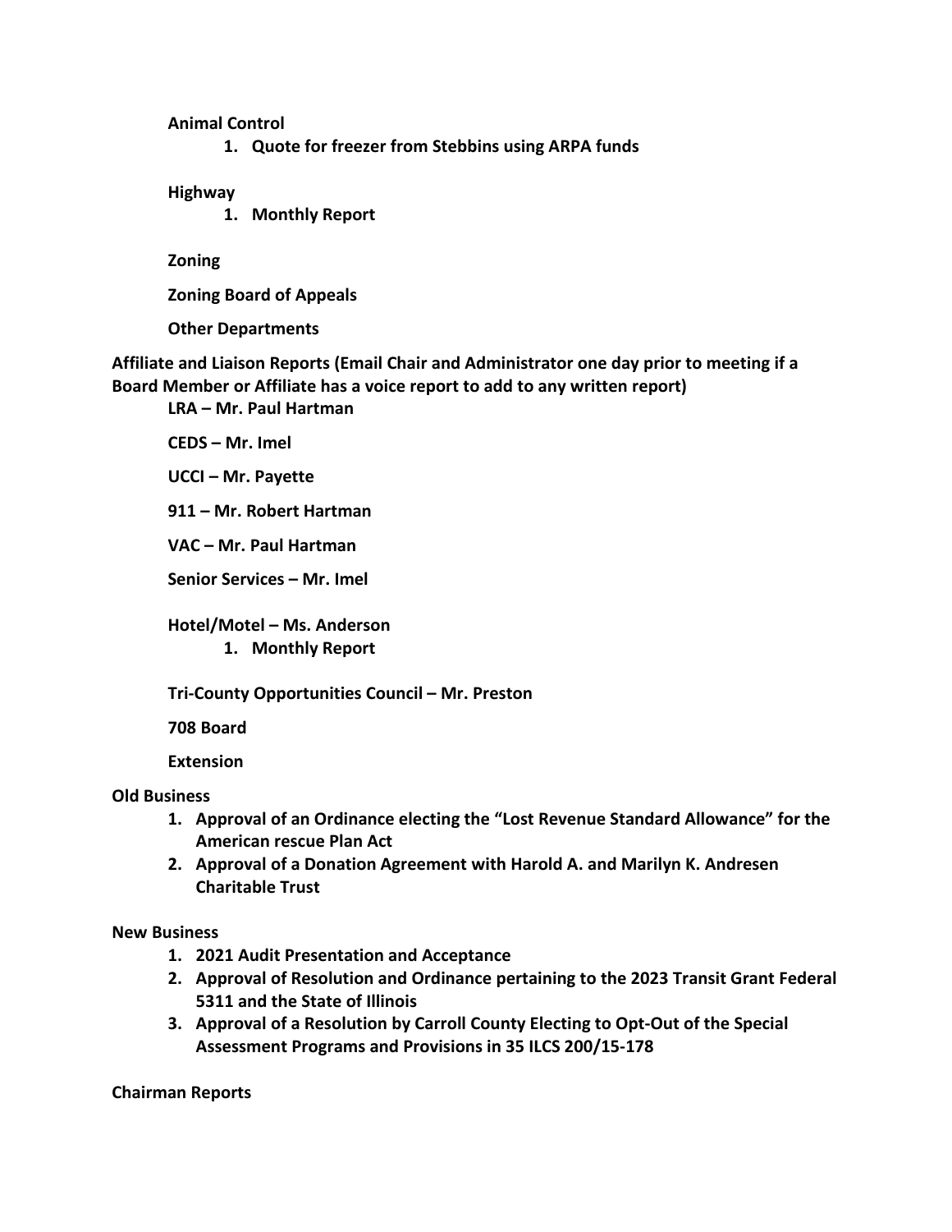**Animal Control**

1. **Quote for freezer from Stebbins using ARPA funds**

**Highway**

1. **Monthly Report**

**Zoning**

**Zoning Board of Appeals**

**Other Departments**

**Affiliate and Liaison Reports (Email Chair and Administrator one day prior to meeting if a Board Member or Affiliate has a voice report to add to any written report)**

**LRA – Mr. Paul Hartman**

**CEDS – Mr. Imel**

**UCCI – Mr. Payette**

**911 – Mr. Robert Hartman**

**VAC – Mr. Paul Hartman**

**Senior Services – Mr. Imel**

**Hotel/Motel – Ms. Anderson**

1. **Monthly Report**

**Tri-County Opportunities Council – Mr. Preston**

**708 Board**

**Extension**

**Old Business**

1. **Approval of an Ordinance electing the "Lost Revenue Standard Allowance" for the American rescue Plan Act**
2. **Approval of a Donation Agreement with Harold A. and Marilyn K. Andresen Charitable Trust**

**New Business**

1. **2021 Audit Presentation and Acceptance**
2. **Approval of Resolution and Ordinance pertaining to the 2023 Transit Grant Federal 5311 and the State of Illinois**
3. **Approval of a Resolution by Carroll County Electing to Opt-Out of the Special Assessment Programs and Provisions in 35 ILCS 200/15-178**

**Chairman Reports**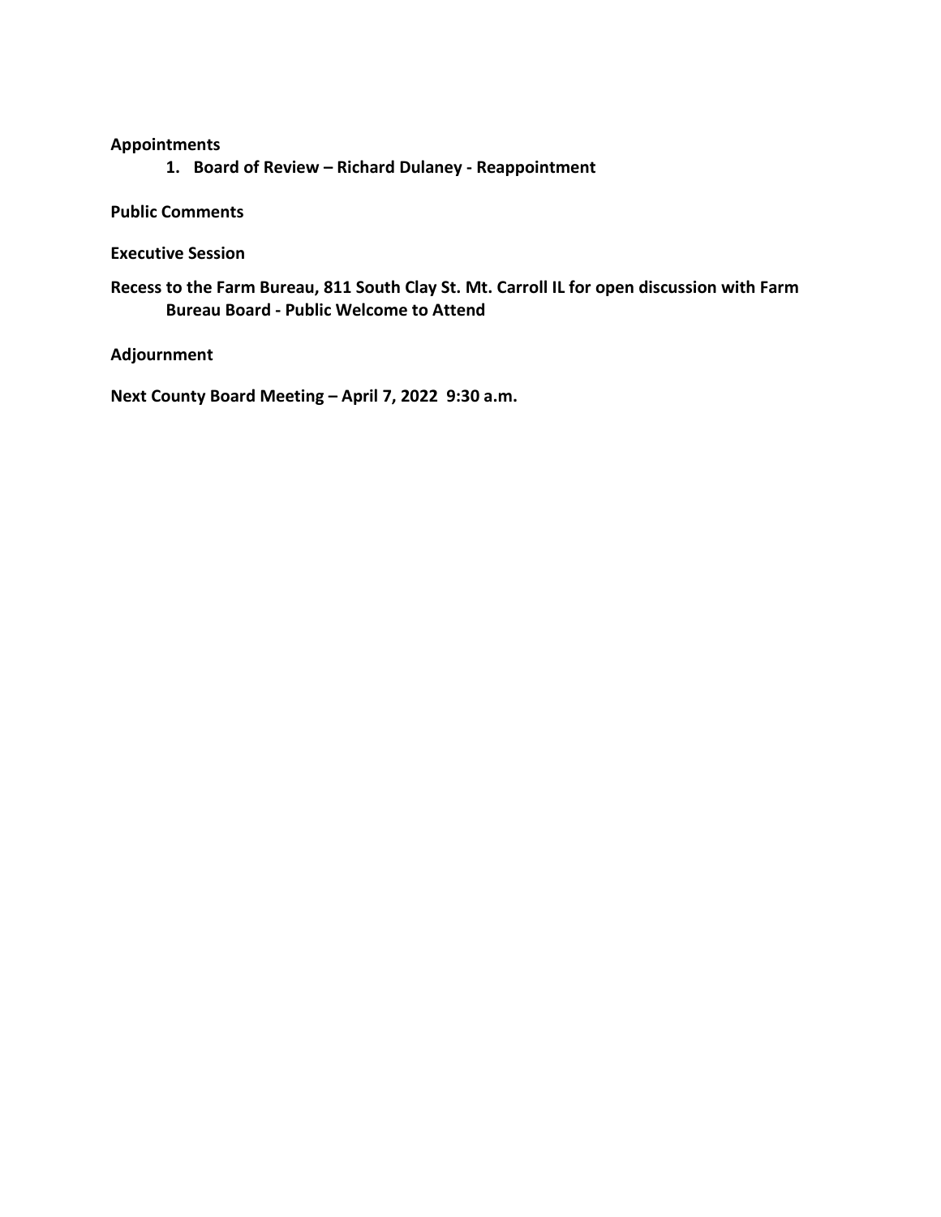**Appointments**

1. **Board of Review – Richard Dulaney - Reappointment**

**Public Comments**

**Executive Session**

**Recess to the Farm Bureau, 811 South Clay St. Mt. Carroll IL for open discussion with Farm Bureau Board - Public Welcome to Attend**

**Adjournment**

**Next County Board Meeting – April 7, 2022 9:30 a.m.**